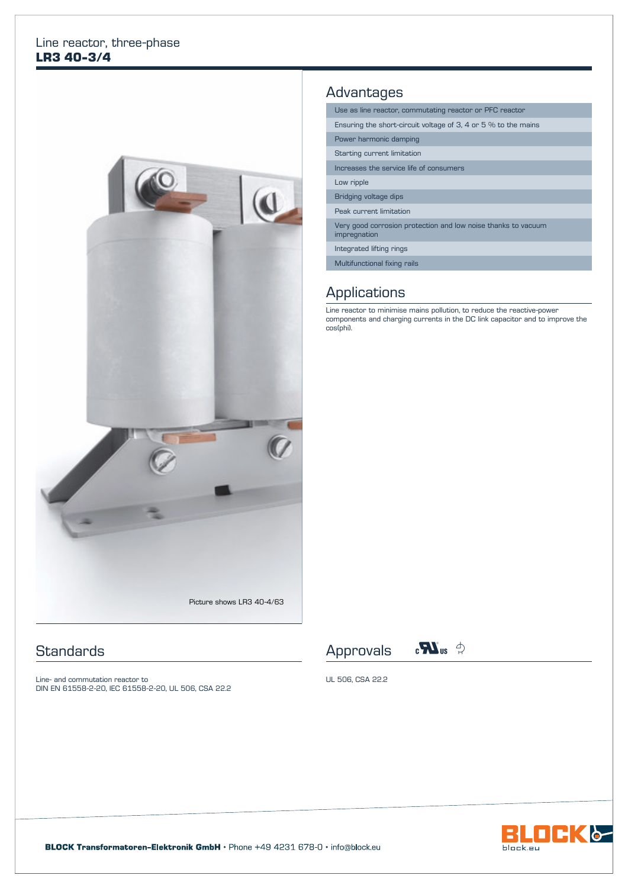Line reactor, three-phase

# LR3 40-3/4

Picture shows LR3 40-4/63

## Advantages

- Use as line reactor, commutating reactor or PFC reactor
- Ensuring the short-circuit voltage of 3, 4 or 5 % to the mains
- Power harmonic damping
- Starting current limitation
- Increases the service life of consumers
- Low ripple
- Bridging voltage dips
- Peak current limitation
- Very good corrosion protection and low noise thanks to vacuum impregnation
- Integrated lifting rings
- Multifunctional fixing rails

## Applications

Line reactor to minimise mains pollution, to reduce the reactive-power components and charging currents in the DC link capacitor and to improve the cos(phi).

## Standards

Line- and commutation reactor to
DIN EN 61558-2-20, IEC 61558-2-20, UL 506, CSA 22.2

## Approvals

UL 506, CSA 22.2

BLOCK Transformatoren-Elektronik GmbH • Phone +49 4231 678-0 • info@block.eu

block.eu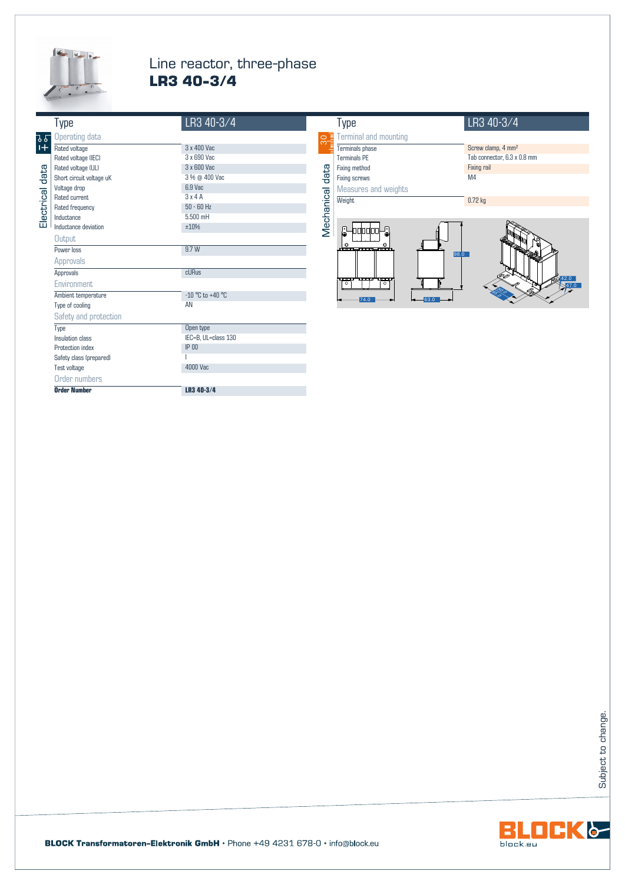# Line reactor, three-phase

## LR3 40-3/4

| Type | LR3 40-3/4 |
|---|---|
| **Operating data** | |
| Rated voltage | 3 x 400 Vac |
| Rated voltage (IEC) | 3 x 690 Vac |
| Rated voltage (UL) | 3 x 600 Vac |
| Short circuit voltage uK | 3 % @ 400 Vac |
| Voltage drop | 6.9 Vac |
| Rated current | 3 x 4 A |
| Rated frequency | 50 - 60 Hz |
| Inductance | 5.500 mH |
| Inductance deviation | ±10% |
| **Output** | |
| Power loss | 9.7 W |
| **Approvals** | |
| Approvals | cURus |
| **Environment** | |
| Ambient temperature | -10 °C to +40 °C |
| Type of cooling | AN |
| **Safety and protection** | |
| Type | Open type |
| Insulation class | IEC=B, UL=class 130 |
| Protection index | IP 00 |
| Safety class (prepared) | I |
| Test voltage | 4000 Vac |
| **Order numbers** | |
| **Order Number** | **LR3 40-3/4** |

| Type | LR3 40-3/4 |
|---|---|
| **Terminal and mounting** | |
| Terminals phase | Screw clamp, 4 mm² |
| Terminals PE | Tab connector, 6.3 x 0.8 mm |
| Fixing method | Fixing rail |
| Fixing screws | M4 |
| **Measures and weights** | |
| Weight | 0.72 kg |

98.0

74.0

63.0

42.0

47.0

Subject to change.

**BLOCK Transformatoren-Elektronik GmbH** • Phone +49 4231 678-0 • info@block.eu

BLOCK
block.eu